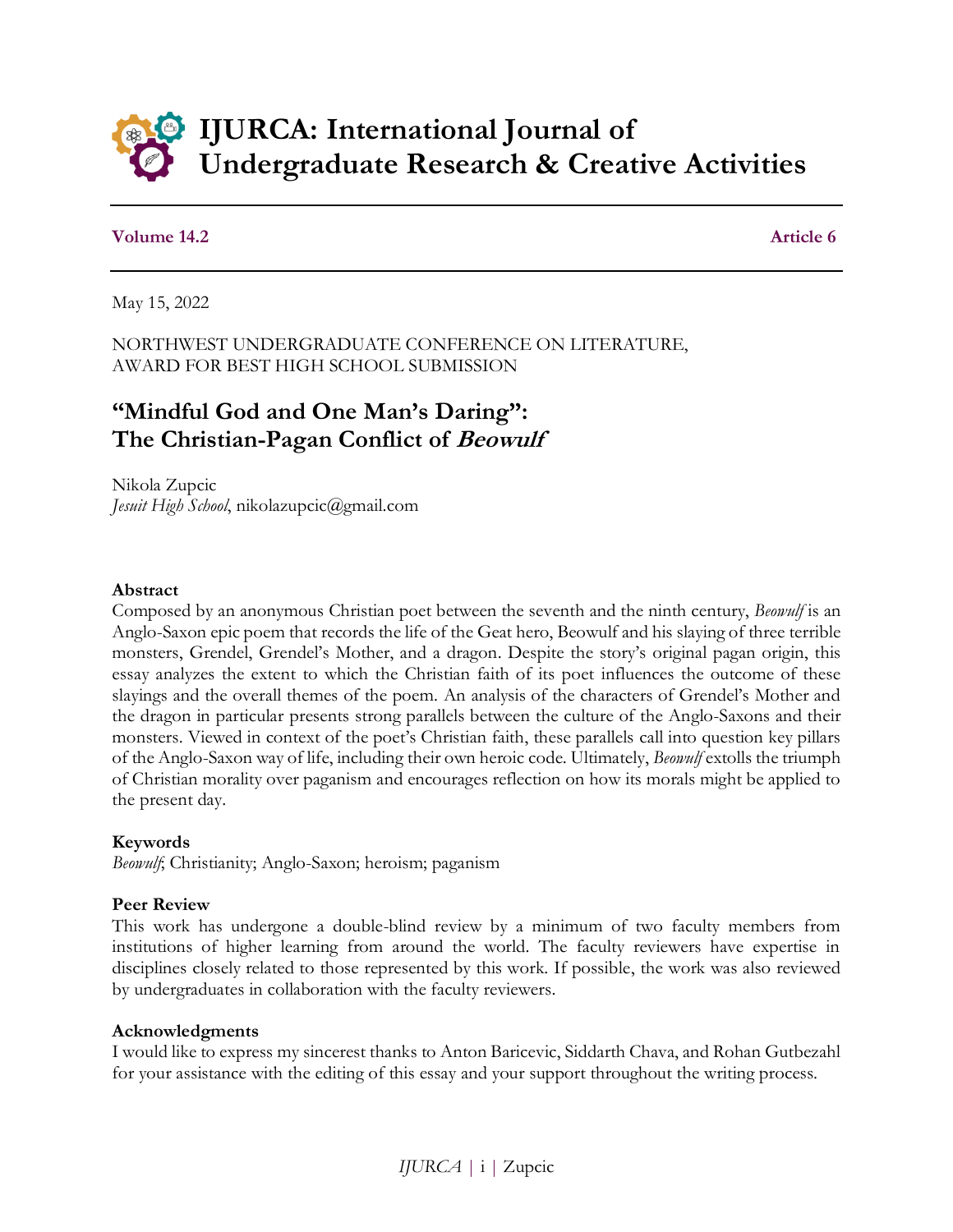# IJURCA: International Journal of Undergraduate Research & Creative Activities

**Volume 14.2** **Article 6**

May 15, 2022

NORTHWEST UNDERGRADUATE CONFERENCE ON LITERATURE, AWARD FOR BEST HIGH SCHOOL SUBMISSION

## "Mindful God and One Man's Daring": The Christian-Pagan Conflict of *Beowulf*

Nikola Zupcic
*Jesuit High School*, nikolazupcic@gmail.com

### Abstract

Composed by an anonymous Christian poet between the seventh and the ninth century, *Beowulf* is an Anglo-Saxon epic poem that records the life of the Geat hero, Beowulf and his slaying of three terrible monsters, Grendel, Grendel's Mother, and a dragon. Despite the story's original pagan origin, this essay analyzes the extent to which the Christian faith of its poet influences the outcome of these slayings and the overall themes of the poem. An analysis of the characters of Grendel's Mother and the dragon in particular presents strong parallels between the culture of the Anglo-Saxons and their monsters. Viewed in context of the poet's Christian faith, these parallels call into question key pillars of the Anglo-Saxon way of life, including their own heroic code. Ultimately, *Beowulf* extolls the triumph of Christian morality over paganism and encourages reflection on how its morals might be applied to the present day.

### Keywords

*Beowulf*; Christianity; Anglo-Saxon; heroism; paganism

### Peer Review

This work has undergone a double-blind review by a minimum of two faculty members from institutions of higher learning from around the world. The faculty reviewers have expertise in disciplines closely related to those represented by this work. If possible, the work was also reviewed by undergraduates in collaboration with the faculty reviewers.

### Acknowledgments

I would like to express my sincerest thanks to Anton Baricevic, Siddarth Chava, and Rohan Gutbezahl for your assistance with the editing of this essay and your support throughout the writing process.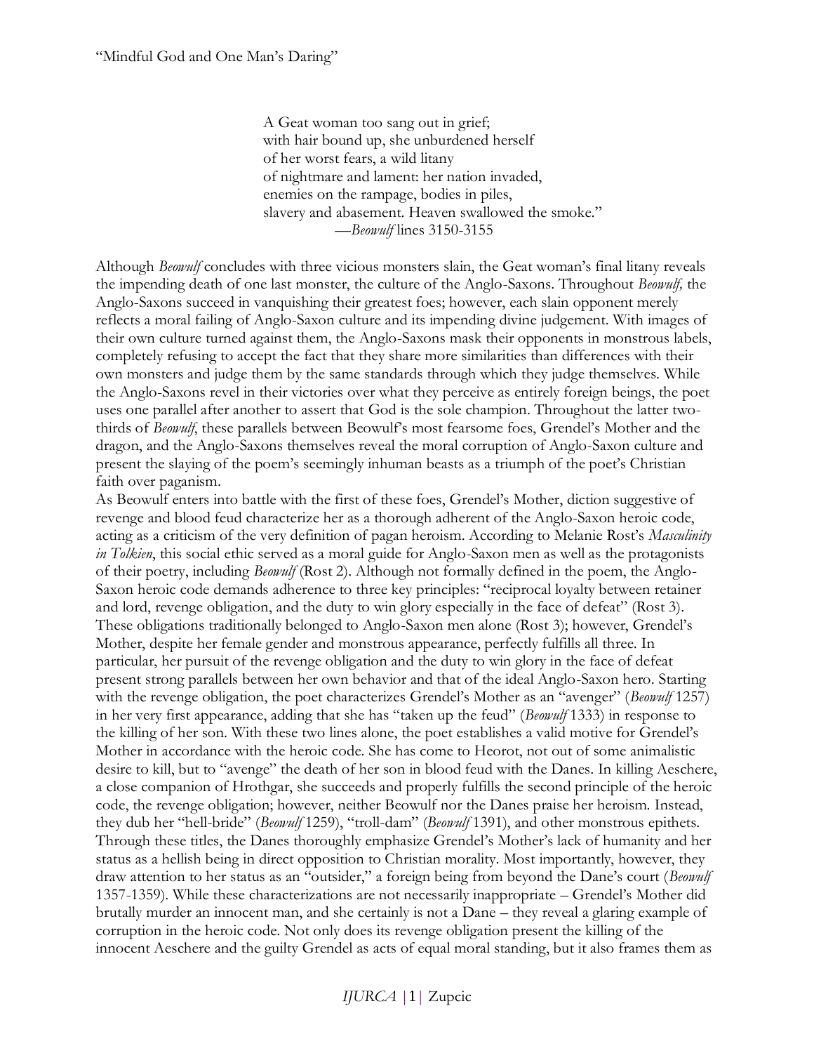“Mindful God and One Man’s Daring”

> A Geat woman too sang out in grief;
> with hair bound up, she unburdened herself
> of her worst fears, a wild litany
> of nightmare and lament: her nation invaded,
> enemies on the rampage, bodies in piles,
> slavery and abasement. Heaven swallowed the smoke.”
>
> —*Beowulf* lines 3150-3155

Although *Beowulf* concludes with three vicious monsters slain, the Geat woman’s final litany reveals the impending death of one last monster, the culture of the Anglo-Saxons. Throughout *Beowulf,* the Anglo-Saxons succeed in vanquishing their greatest foes; however, each slain opponent merely reflects a moral failing of Anglo-Saxon culture and its impending divine judgement. With images of their own culture turned against them, the Anglo-Saxons mask their opponents in monstrous labels, completely refusing to accept the fact that they share more similarities than differences with their own monsters and judge them by the same standards through which they judge themselves. While the Anglo-Saxons revel in their victories over what they perceive as entirely foreign beings, the poet uses one parallel after another to assert that God is the sole champion. Throughout the latter two-thirds of *Beowulf*, these parallels between Beowulf’s most fearsome foes, Grendel’s Mother and the dragon, and the Anglo-Saxons themselves reveal the moral corruption of Anglo-Saxon culture and present the slaying of the poem’s seemingly inhuman beasts as a triumph of the poet’s Christian faith over paganism.

As Beowulf enters into battle with the first of these foes, Grendel’s Mother, diction suggestive of revenge and blood feud characterize her as a thorough adherent of the Anglo-Saxon heroic code, acting as a criticism of the very definition of pagan heroism. According to Melanie Rost’s *Masculinity in Tolkien*, this social ethic served as a moral guide for Anglo-Saxon men as well as the protagonists of their poetry, including *Beowulf* (Rost 2). Although not formally defined in the poem, the Anglo-Saxon heroic code demands adherence to three key principles: “reciprocal loyalty between retainer and lord, revenge obligation, and the duty to win glory especially in the face of defeat” (Rost 3). These obligations traditionally belonged to Anglo-Saxon men alone (Rost 3); however, Grendel’s Mother, despite her female gender and monstrous appearance, perfectly fulfills all three. In particular, her pursuit of the revenge obligation and the duty to win glory in the face of defeat present strong parallels between her own behavior and that of the ideal Anglo-Saxon hero. Starting with the revenge obligation, the poet characterizes Grendel’s Mother as an “avenger” (*Beowulf* 1257) in her very first appearance, adding that she has “taken up the feud” (*Beowulf* 1333) in response to the killing of her son. With these two lines alone, the poet establishes a valid motive for Grendel’s Mother in accordance with the heroic code. She has come to Heorot, not out of some animalistic desire to kill, but to “avenge” the death of her son in blood feud with the Danes. In killing Aeschere, a close companion of Hrothgar, she succeeds and properly fulfills the second principle of the heroic code, the revenge obligation; however, neither Beowulf nor the Danes praise her heroism. Instead, they dub her “hell-bride” (*Beowulf* 1259), “troll-dam” (*Beowulf* 1391), and other monstrous epithets. Through these titles, the Danes thoroughly emphasize Grendel’s Mother’s lack of humanity and her status as a hellish being in direct opposition to Christian morality. Most importantly, however, they draw attention to her status as an “outsider,” a foreign being from beyond the Dane’s court (*Beowulf* 1357-1359). While these characterizations are not necessarily inappropriate – Grendel’s Mother did brutally murder an innocent man, and she certainly is not a Dane – they reveal a glaring example of corruption in the heroic code. Not only does its revenge obligation present the killing of the innocent Aeschere and the guilty Grendel as acts of equal moral standing, but it also frames them as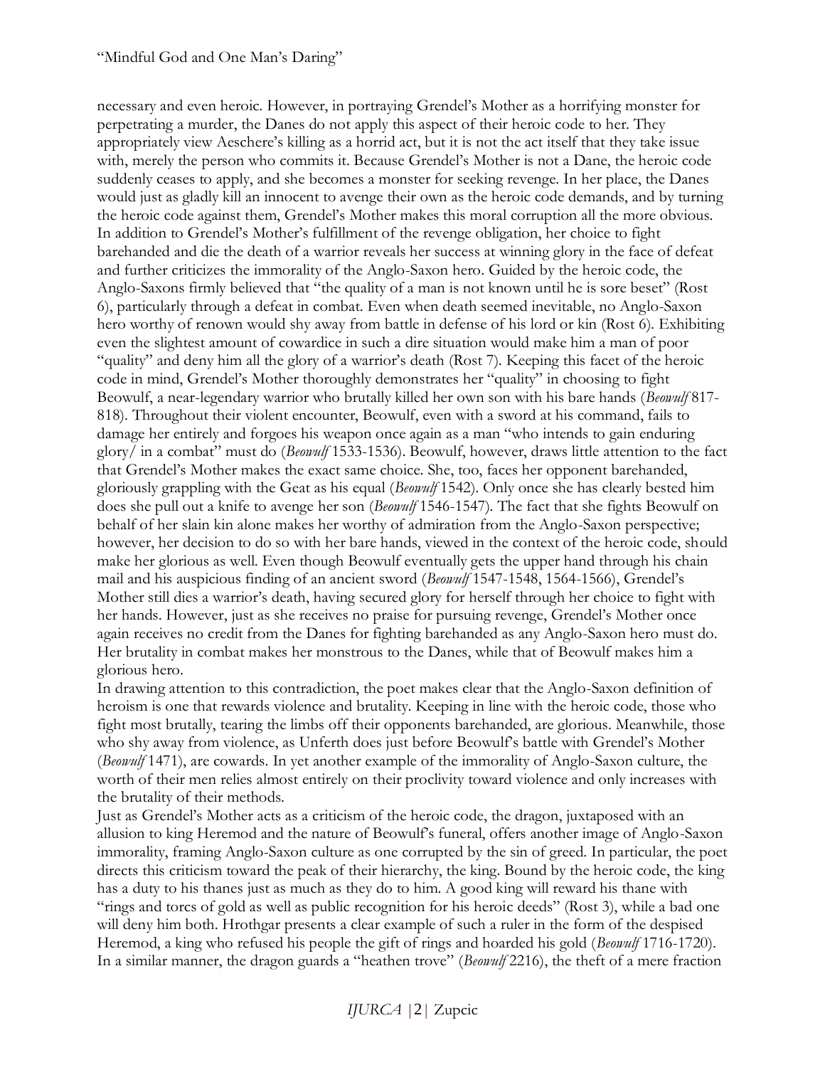necessary and even heroic. However, in portraying Grendel's Mother as a horrifying monster for perpetrating a murder, the Danes do not apply this aspect of their heroic code to her. They appropriately view Aeschere's killing as a horrid act, but it is not the act itself that they take issue with, merely the person who commits it. Because Grendel's Mother is not a Dane, the heroic code suddenly ceases to apply, and she becomes a monster for seeking revenge. In her place, the Danes would just as gladly kill an innocent to avenge their own as the heroic code demands, and by turning the heroic code against them, Grendel's Mother makes this moral corruption all the more obvious. In addition to Grendel's Mother's fulfillment of the revenge obligation, her choice to fight barehanded and die the death of a warrior reveals her success at winning glory in the face of defeat and further criticizes the immorality of the Anglo-Saxon hero. Guided by the heroic code, the Anglo-Saxons firmly believed that "the quality of a man is not known until he is sore beset" (Rost 6), particularly through a defeat in combat. Even when death seemed inevitable, no Anglo-Saxon hero worthy of renown would shy away from battle in defense of his lord or kin (Rost 6). Exhibiting even the slightest amount of cowardice in such a dire situation would make him a man of poor "quality" and deny him all the glory of a warrior's death (Rost 7). Keeping this facet of the heroic code in mind, Grendel's Mother thoroughly demonstrates her "quality" in choosing to fight Beowulf, a near-legendary warrior who brutally killed her own son with his bare hands (*Beowulf* 817-818). Throughout their violent encounter, Beowulf, even with a sword at his command, fails to damage her entirely and forgoes his weapon once again as a man "who intends to gain enduring glory/ in a combat" must do (*Beowulf* 1533-1536). Beowulf, however, draws little attention to the fact that Grendel's Mother makes the exact same choice. She, too, faces her opponent barehanded, gloriously grappling with the Geat as his equal (*Beowulf* 1542). Only once she has clearly bested him does she pull out a knife to avenge her son (*Beowulf* 1546-1547). The fact that she fights Beowulf on behalf of her slain kin alone makes her worthy of admiration from the Anglo-Saxon perspective; however, her decision to do so with her bare hands, viewed in the context of the heroic code, should make her glorious as well. Even though Beowulf eventually gets the upper hand through his chain mail and his auspicious finding of an ancient sword (*Beowulf* 1547-1548, 1564-1566), Grendel's Mother still dies a warrior's death, having secured glory for herself through her choice to fight with her hands. However, just as she receives no praise for pursuing revenge, Grendel's Mother once again receives no credit from the Danes for fighting barehanded as any Anglo-Saxon hero must do. Her brutality in combat makes her monstrous to the Danes, while that of Beowulf makes him a glorious hero.

In drawing attention to this contradiction, the poet makes clear that the Anglo-Saxon definition of heroism is one that rewards violence and brutality. Keeping in line with the heroic code, those who fight most brutally, tearing the limbs off their opponents barehanded, are glorious. Meanwhile, those who shy away from violence, as Unferth does just before Beowulf's battle with Grendel's Mother (*Beowulf* 1471), are cowards. In yet another example of the immorality of Anglo-Saxon culture, the worth of their men relies almost entirely on their proclivity toward violence and only increases with the brutality of their methods.

Just as Grendel's Mother acts as a criticism of the heroic code, the dragon, juxtaposed with an allusion to king Heremod and the nature of Beowulf's funeral, offers another image of Anglo-Saxon immorality, framing Anglo-Saxon culture as one corrupted by the sin of greed. In particular, the poet directs this criticism toward the peak of their hierarchy, the king. Bound by the heroic code, the king has a duty to his thanes just as much as they do to him. A good king will reward his thane with "rings and torcs of gold as well as public recognition for his heroic deeds" (Rost 3), while a bad one will deny him both. Hrothgar presents a clear example of such a ruler in the form of the despised Heremod, a king who refused his people the gift of rings and hoarded his gold (*Beowulf* 1716-1720). In a similar manner, the dragon guards a "heathen trove" (*Beowulf* 2216), the theft of a mere fraction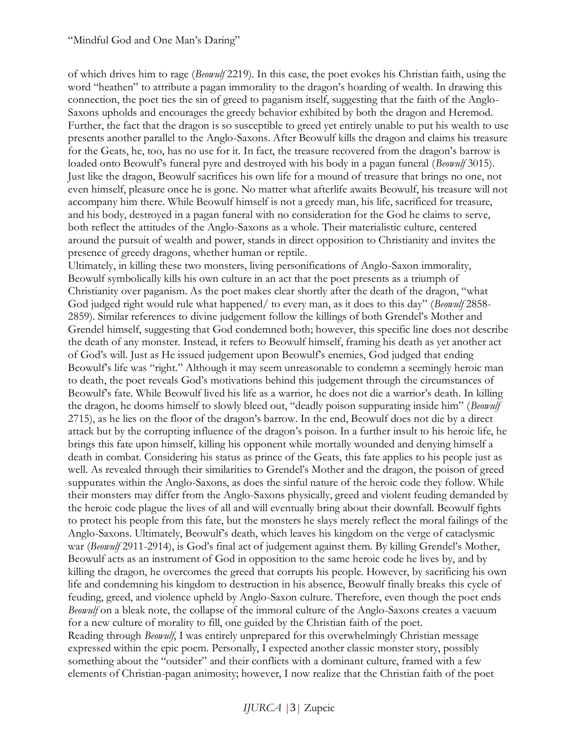of which drives him to rage (*Beowulf* 2219). In this case, the poet evokes his Christian faith, using the word "heathen" to attribute a pagan immorality to the dragon's hoarding of wealth. In drawing this connection, the poet ties the sin of greed to paganism itself, suggesting that the faith of the Anglo-Saxons upholds and encourages the greedy behavior exhibited by both the dragon and Heremod. Further, the fact that the dragon is so susceptible to greed yet entirely unable to put his wealth to use presents another parallel to the Anglo-Saxons. After Beowulf kills the dragon and claims his treasure for the Geats, he, too, has no use for it. In fact, the treasure recovered from the dragon's barrow is loaded onto Beowulf's funeral pyre and destroyed with his body in a pagan funeral (*Beowulf* 3015). Just like the dragon, Beowulf sacrifices his own life for a mound of treasure that brings no one, not even himself, pleasure once he is gone. No matter what afterlife awaits Beowulf, his treasure will not accompany him there. While Beowulf himself is not a greedy man, his life, sacrificed for treasure, and his body, destroyed in a pagan funeral with no consideration for the God he claims to serve, both reflect the attitudes of the Anglo-Saxons as a whole. Their materialistic culture, centered around the pursuit of wealth and power, stands in direct opposition to Christianity and invites the presence of greedy dragons, whether human or reptile.

Ultimately, in killing these two monsters, living personifications of Anglo-Saxon immorality, Beowulf symbolically kills his own culture in an act that the poet presents as a triumph of Christianity over paganism. As the poet makes clear shortly after the death of the dragon, "what God judged right would rule what happened/ to every man, as it does to this day" (*Beowulf* 2858-2859). Similar references to divine judgement follow the killings of both Grendel's Mother and Grendel himself, suggesting that God condemned both; however, this specific line does not describe the death of any monster. Instead, it refers to Beowulf himself, framing his death as yet another act of God's will. Just as He issued judgement upon Beowulf's enemies, God judged that ending Beowulf's life was "right." Although it may seem unreasonable to condemn a seemingly heroic man to death, the poet reveals God's motivations behind this judgement through the circumstances of Beowulf's fate. While Beowulf lived his life as a warrior, he does not die a warrior's death. In killing the dragon, he dooms himself to slowly bleed out, "deadly poison suppurating inside him" (*Beowulf* 2715), as he lies on the floor of the dragon's barrow. In the end, Beowulf does not die by a direct attack but by the corrupting influence of the dragon's poison. In a further insult to his heroic life, he brings this fate upon himself, killing his opponent while mortally wounded and denying himself a death in combat. Considering his status as prince of the Geats, this fate applies to his people just as well. As revealed through their similarities to Grendel's Mother and the dragon, the poison of greed suppurates within the Anglo-Saxons, as does the sinful nature of the heroic code they follow. While their monsters may differ from the Anglo-Saxons physically, greed and violent feuding demanded by the heroic code plague the lives of all and will eventually bring about their downfall. Beowulf fights to protect his people from this fate, but the monsters he slays merely reflect the moral failings of the Anglo-Saxons. Ultimately, Beowulf's death, which leaves his kingdom on the verge of cataclysmic war (*Beowulf* 2911-2914), is God's final act of judgement against them. By killing Grendel's Mother, Beowulf acts as an instrument of God in opposition to the same heroic code he lives by, and by killing the dragon, he overcomes the greed that corrupts his people. However, by sacrificing his own life and condemning his kingdom to destruction in his absence, Beowulf finally breaks this cycle of feuding, greed, and violence upheld by Anglo-Saxon culture. Therefore, even though the poet ends *Beowulf* on a bleak note, the collapse of the immoral culture of the Anglo-Saxons creates a vacuum for a new culture of morality to fill, one guided by the Christian faith of the poet.

Reading through *Beowulf*, I was entirely unprepared for this overwhelmingly Christian message expressed within the epic poem. Personally, I expected another classic monster story, possibly something about the "outsider" and their conflicts with a dominant culture, framed with a few elements of Christian-pagan animosity; however, I now realize that the Christian faith of the poet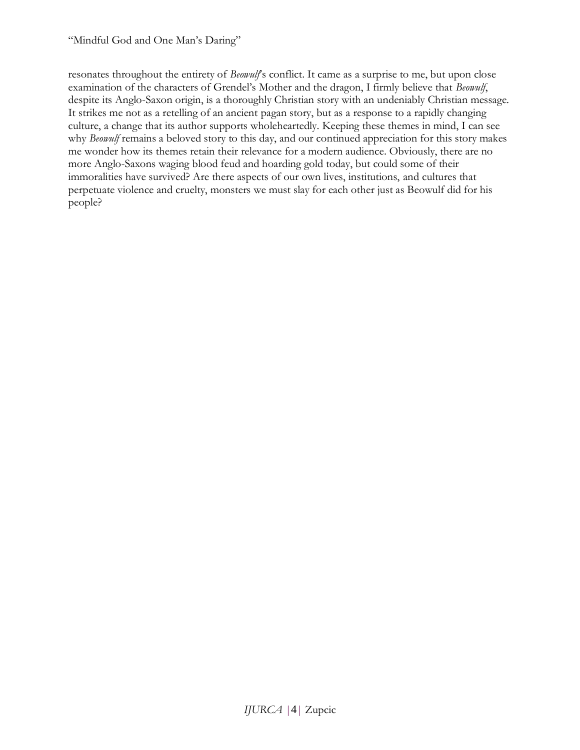resonates throughout the entirety of *Beowulf*'s conflict. It came as a surprise to me, but upon close examination of the characters of Grendel's Mother and the dragon, I firmly believe that *Beowulf*, despite its Anglo-Saxon origin, is a thoroughly Christian story with an undeniably Christian message. It strikes me not as a retelling of an ancient pagan story, but as a response to a rapidly changing culture, a change that its author supports wholeheartedly. Keeping these themes in mind, I can see why *Beowulf* remains a beloved story to this day, and our continued appreciation for this story makes me wonder how its themes retain their relevance for a modern audience. Obviously, there are no more Anglo-Saxons waging blood feud and hoarding gold today, but could some of their immoralities have survived? Are there aspects of our own lives, institutions, and cultures that perpetuate violence and cruelty, monsters we must slay for each other just as Beowulf did for his people?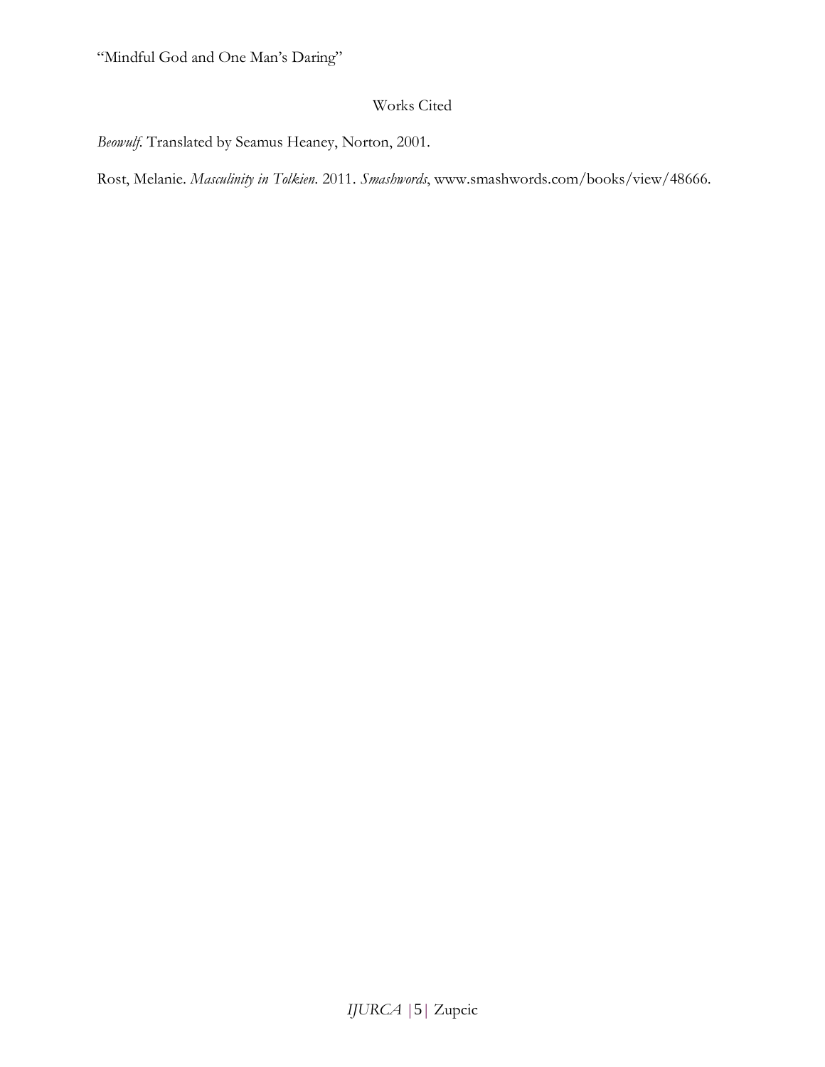## Works Cited

*Beowulf*. Translated by Seamus Heaney, Norton, 2001.

Rost, Melanie. *Masculinity in Tolkien*. 2011. *Smashwords*, www.smashwords.com/books/view/48666.